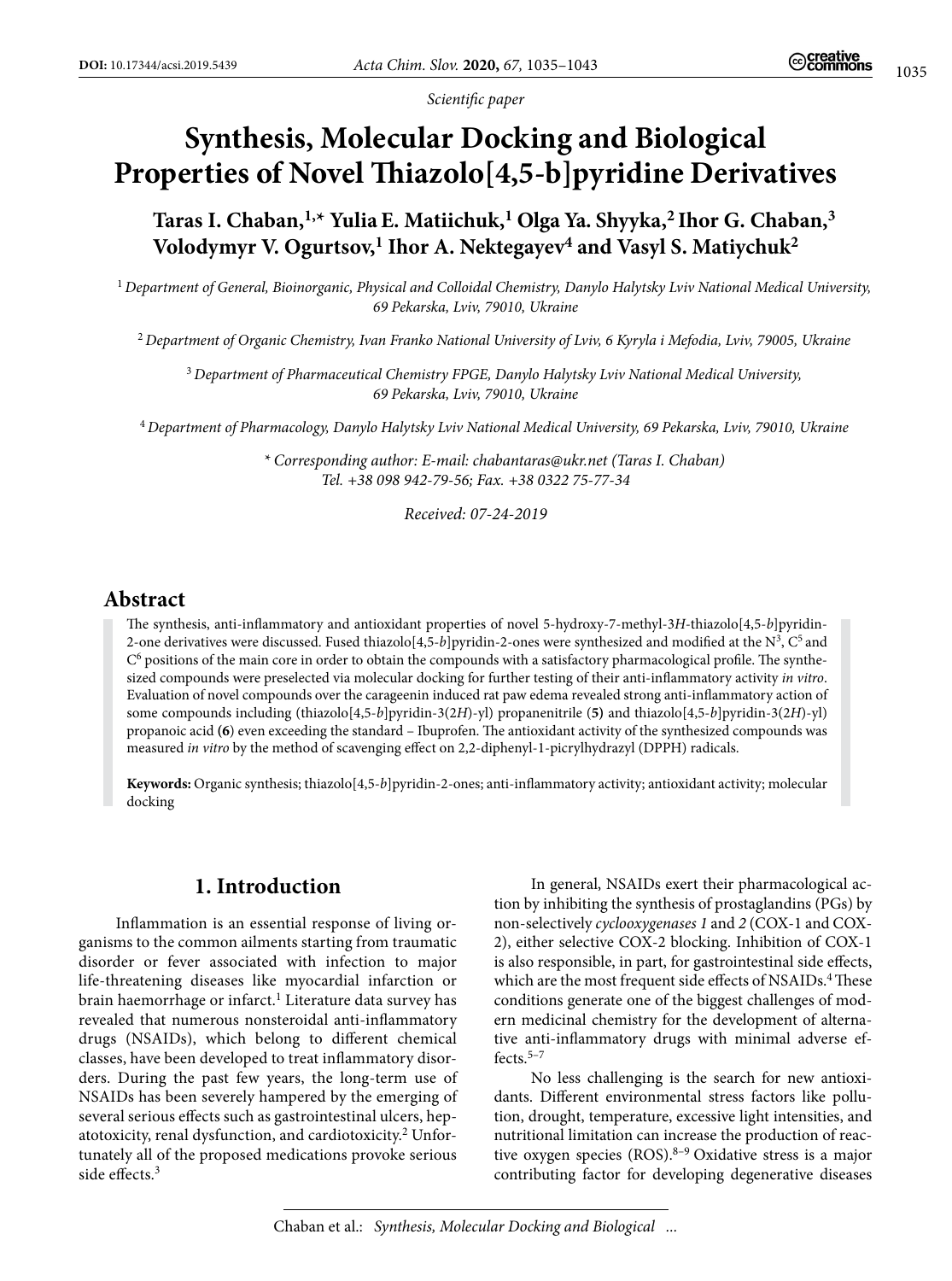*Scientific paper*

# Synthesis, Molecular Docking and Biological Properties of Novel Thiazolo[4,5-b]pyridine Derivatives

**Taras I. Chaban,[1,*] Yulia E. Matiichuk,[1] Olga Ya. Shyyka,[2] Ihor G. Chaban,[3] Volodymyr V. Ogurtsov,[1] Ihor A. Nektegayev[4] and Vasyl S. Matiychuk[2]**

[1] *Department of General, Bioinorganic, Physical and Colloidal Chemistry, Danylo Halytsky Lviv National Medical University, 69 Pekarska, Lviv, 79010, Ukraine*

[2] *Department of Organic Chemistry, Ivan Franko National University of Lviv, 6 Kyryla i Mefodia, Lviv, 79005, Ukraine*

[3] *Department of Pharmaceutical Chemistry FPGE, Danylo Halytsky Lviv National Medical University, 69 Pekarska, Lviv, 79010, Ukraine*

[4] *Department of Pharmacology, Danylo Halytsky Lviv National Medical University, 69 Pekarska, Lviv, 79010, Ukraine*

*\* Corresponding author: E-mail: chabantaras@ukr.net (Taras I. Chaban) Tel. +38 098 942-79-56; Fax. +38 0322 75-77-34*

*Received: 07-24-2019*

## Abstract

The synthesis, anti-inflammatory and antioxidant properties of novel 5-hydroxy-7-methyl-3*H*-thiazolo[4,5-*b*]pyridin-2-one derivatives were discussed. Fused thiazolo[4,5-*b*]pyridin-2-ones were synthesized and modified at the $N^3$, $C^5$ and $C^6$ positions of the main core in order to obtain the compounds with a satisfactory pharmacological profile. The synthesized compounds were preselected via molecular docking for further testing of their anti-inflammatory activity *in vitro*. Evaluation of novel compounds over the carageenin induced rat paw edema revealed strong anti-inflammatory action of some compounds including (thiazolo[4,5-*b*]pyridin-3(2*H*)-yl) propanenitrile (**5**) and thiazolo[4,5-*b*]pyridin-3(2*H*)-yl) propanoic acid (**6**) even exceeding the standard – Ibuprofen. The antioxidant activity of the synthesized compounds was measured *in vitro* by the method of scavenging effect on 2,2-diphenyl-1-picrylhydrazyl (DPPH) radicals.

**Keywords:** Organic synthesis; thiazolo[4,5-*b*]pyridin-2-ones; anti-inflammatory activity; antioxidant activity; molecular docking

## 1. Introduction

Inflammation is an essential response of living organisms to the common ailments starting from traumatic disorder or fever associated with infection to major life-threatening diseases like myocardial infarction or brain haemorrhage or infarct.[1] Literature data survey has revealed that numerous nonsteroidal anti-inflammatory drugs (NSAIDs), which belong to different chemical classes, have been developed to treat inflammatory disorders. During the past few years, the long-term use of NSAIDs has been severely hampered by the emerging of several serious effects such as gastrointestinal ulcers, hepatotoxicity, renal dysfunction, and cardiotoxicity.[2] Unfortunately all of the proposed medications provoke serious side effects.[3]

In general, NSAIDs exert their pharmacological action by inhibiting the synthesis of prostaglandins (PGs) by non-selectively *cyclooxygenases 1* and *2* (COX-1 and COX-2), either selective COX-2 blocking. Inhibition of COX-1 is also responsible, in part, for gastrointestinal side effects, which are the most frequent side effects of NSAIDs.[4] These conditions generate one of the biggest challenges of modern medicinal chemistry for the development of alternative anti-inflammatory drugs with minimal adverse effects.[5–7]

No less challenging is the search for new antioxidants. Different environmental stress factors like pollution, drought, temperature, excessive light intensities, and nutritional limitation can increase the production of reactive oxygen species (ROS).[8–9] Oxidative stress is a major contributing factor for developing degenerative diseases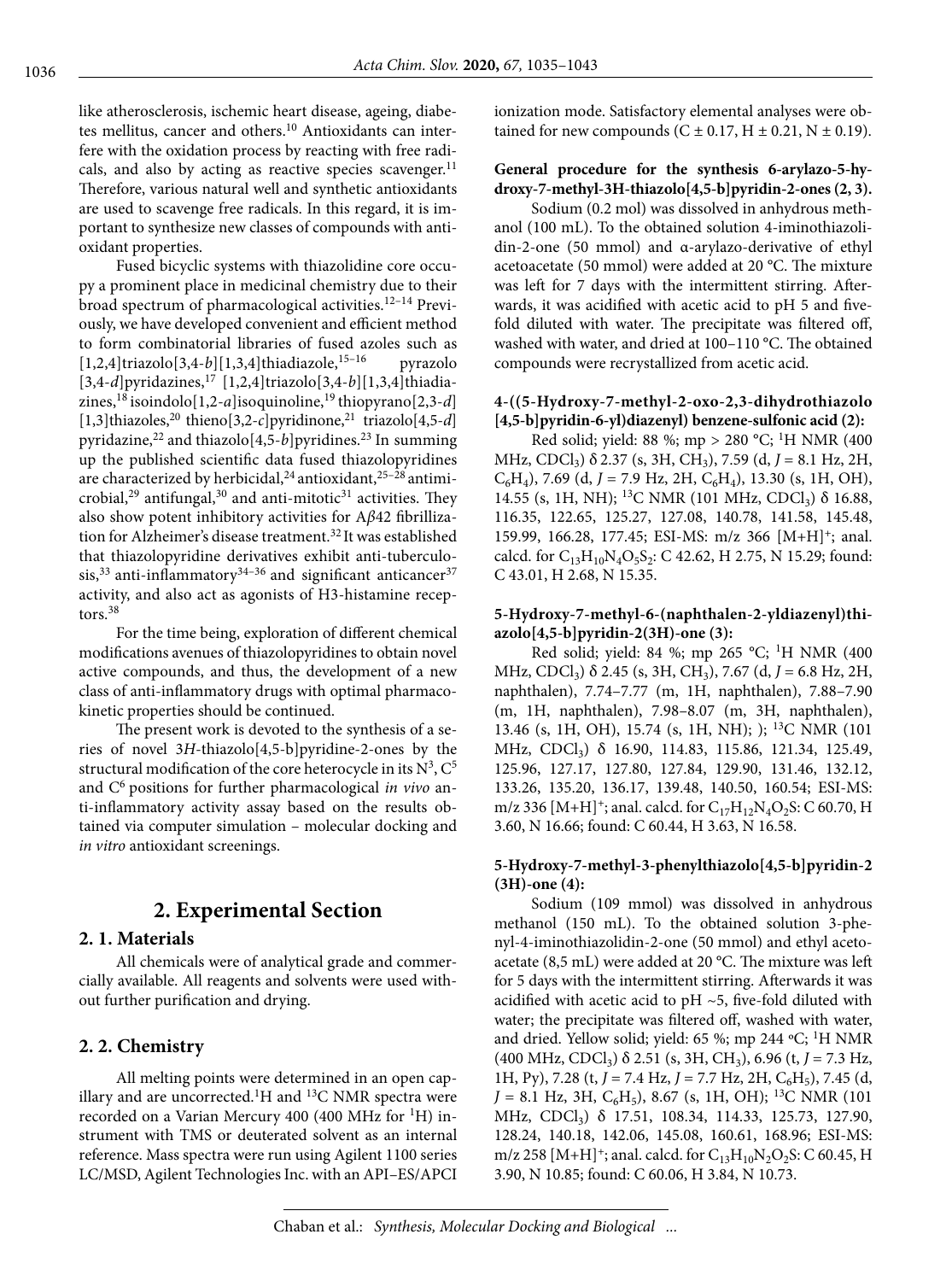like atherosclerosis, ischemic heart disease, ageing, diabetes mellitus, cancer and others.[10] Antioxidants can interfere with the oxidation process by reacting with free radicals, and also by acting as reactive species scavenger.[11] Therefore, various natural well and synthetic antioxidants are used to scavenge free radicals. In this regard, it is important to synthesize new classes of compounds with antioxidant properties.

Fused bicyclic systems with thiazolidine core occupy a prominent place in medicinal chemistry due to their broad spectrum of pharmacological activities.[12–14] Previously, we have developed convenient and efficient method to form combinatorial libraries of fused azoles such as [1,2,4]triazolo[3,4-*b*][1,3,4]thiadiazole,[15–16] pyrazolo [3,4-*d*]pyridazines,[17] [1,2,4]triazolo[3,4-*b*][1,3,4]thiadiazines,[18] isoindolo[1,2-*a*]isoquinoline,[19] thiopyrano[2,3-*d*][1,3]thiazoles,[20] thieno[3,2-*c*]pyridinone,[21] triazolo[4,5-*d*] pyridazine,[22] and thiazolo[4,5-*b*]pyridines.[23] In summing up the published scientific data fused thiazolopyridines are characterized by herbicidal,[24] antioxidant,[25–28] antimicrobial,[29] antifungal,[30] and anti-mitotic[31] activities. They also show potent inhibitory activities for A*β*42 fibrillization for Alzheimer's disease treatment.[32] It was established that thiazolopyridine derivatives exhibit anti-tuberculosis,[33] anti-inflammatory[34–36] and significant anticancer[37] activity, and also act as agonists of H3-histamine receptors.[38]

For the time being, exploration of different chemical modifications avenues of thiazolopyridines to obtain novel active compounds, and thus, the development of a new class of anti-inflammatory drugs with optimal pharmacokinetic properties should be continued.

The present work is devoted to the synthesis of a series of novel 3*H*-thiazolo[4,5-b]pyridine-2-ones by the structural modification of the core heterocycle in its $N^3$, $C^5$ and $C^6$ positions for further pharmacological *in vivo* anti-inflammatory activity assay based on the results obtained via computer simulation – molecular docking and *in vitro* antioxidant screenings.

## 2. Experimental Section

### 2. 1. Materials

All chemicals were of analytical grade and commercially available. All reagents and solvents were used without further purification and drying.

### 2. 2. Chemistry

All melting points were determined in an open capillary and are uncorrected. $^1$H and $^{13}$C NMR spectra were recorded on a Varian Mercury 400 (400 MHz for $^1$H) instrument with TMS or deuterated solvent as an internal reference. Mass spectra were run using Agilent 1100 series LC/MSD, Agilent Technologies Inc. with an API–ES/APCI ionization mode. Satisfactory elemental analyses were obtained for new compounds (C ± 0.17, H ± 0.21, N ± 0.19).

**General procedure for the synthesis 6-arylazo-5-hydroxy-7-methyl-3H-thiazolo[4,5-b]pyridin-2-ones (2, 3).**

Sodium (0.2 mol) was dissolved in anhydrous methanol (100 mL). To the obtained solution 4-iminothiazolidin-2-one (50 mmol) and α-arylazo-derivative of ethyl acetoacetate (50 mmol) were added at 20 °C. The mixture was left for 7 days with the intermittent stirring. Afterwards, it was acidified with acetic acid to pH 5 and five-fold diluted with water. The precipitate was filtered off, washed with water, and dried at 100–110 °C. The obtained compounds were recrystallized from acetic acid.

**4-((5-Hydroxy-7-methyl-2-oxo-2,3-dihydrothiazolo [4,5-b]pyridin-6-yl)diazenyl) benzene-sulfonic acid (2):**

Red solid; yield: 88 %; mp > 280 °C; $^1$H NMR (400 MHz, $CDCl_3$) δ 2.37 (s, 3H, $CH_3$), 7.59 (d, *J* = 8.1 Hz, 2H, $C_6H_4$), 7.69 (d, *J* = 7.9 Hz, 2H, $C_6H_4$), 13.30 (s, 1H, OH), 14.55 (s, 1H, NH); $^{13}$C NMR (101 MHz, $CDCl_3$) δ 16.88, 116.35, 122.65, 125.27, 127.08, 140.78, 141.58, 145.48, 159.99, 166.28, 177.45; ESI-MS: m/z 366 $[M+H]^+$; anal. calcd. for $C_{13}H_{10}N_4O_5S_2$: C 42.62, H 2.75, N 15.29; found: C 43.01, H 2.68, N 15.35.

**5-Hydroxy-7-methyl-6-(naphthalen-2-yldiazenyl)thiazolo[4,5-b]pyridin-2(3H)-one (3):**

Red solid; yield: 84 %; mp 265 °C; $^1$H NMR (400 MHz, $CDCl_3$) δ 2.45 (s, 3H, $CH_3$), 7.67 (d, *J* = 6.8 Hz, 2H, naphthalen), 7.74–7.77 (m, 1H, naphthalen), 7.88–7.90 (m, 1H, naphthalen), 7.98–8.07 (m, 3H, naphthalen), 13.46 (s, 1H, OH), 15.74 (s, 1H, NH); ); $^{13}$C NMR (101 MHz, $CDCl_3$) δ 16.90, 114.83, 115.86, 121.34, 125.49, 125.96, 127.17, 127.80, 127.84, 129.90, 131.46, 132.12, 133.26, 135.20, 136.17, 139.48, 140.50, 160.54; ESI-MS: m/z 336 $[M+H]^+$; anal. calcd. for $C_{17}H_{12}N_4O_2S$: C 60.70, H 3.60, N 16.66; found: C 60.44, H 3.63, N 16.58.

**5-Hydroxy-7-methyl-3-phenylthiazolo[4,5-b]pyridin-2 (3H)-one (4):**

Sodium (109 mmol) was dissolved in anhydrous methanol (150 mL). To the obtained solution 3-phenyl-4-iminothiazolidin-2-one (50 mmol) and ethyl acetoacetate (8,5 mL) were added at 20 °C. The mixture was left for 5 days with the intermittent stirring. Afterwards it was acidified with acetic acid to pH ~5, five-fold diluted with water; the precipitate was filtered off, washed with water, and dried. Yellow solid; yield: 65 %; mp 244 ºC; $^1$H NMR (400 MHz, $CDCl_3$) δ 2.51 (s, 3H, $CH_3$), 6.96 (t, *J* = 7.3 Hz, 1H, Py), 7.28 (t, *J* = 7.4 Hz, *J* = 7.7 Hz, 2H, $C_6H_5$), 7.45 (d, *J* = 8.1 Hz, 3H, $C_6H_5$), 8.67 (s, 1H, OH); $^{13}$C NMR (101 MHz, $CDCl_3$) δ 17.51, 108.34, 114.33, 125.73, 127.90, 128.24, 140.18, 142.06, 145.08, 160.61, 168.96; ESI-MS: m/z 258 $[M+H]^+$; anal. calcd. for $C_{13}H_{10}N_2O_2S$: C 60.45, H 3.90, N 10.85; found: C 60.06, H 3.84, N 10.73.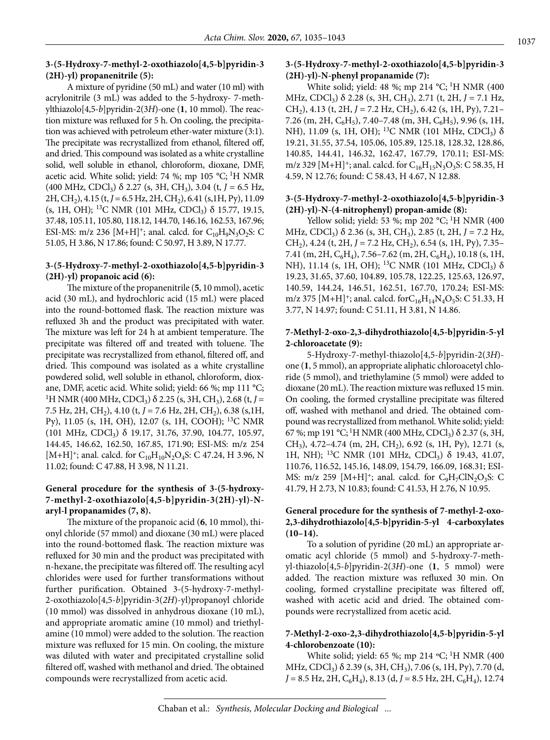**3-(5-Hydroxy-7-methyl-2-oxothiazolo[4,5-b]pyridin-3 (2H)-yl) propanenitrile (5):**

A mixture of pyridine (50 mL) and water (10 ml) with acrylonitrile (3 mL) was added to the 5-hydroxy- 7-methylthiazolo[4,5-*b*]pyridin-2(3*H*)-one (**1**, 10 mmol). The reaction mixture was refluxed for 5 h. On cooling, the precipitation was achieved with petroleum ether-water mixture (3:1). The precipitate was recrystallized from ethanol, filtered off, and dried. This compound was isolated as a white crystalline solid, well soluble in ethanol, chloroform, dioxane, DMF, acetic acid. White solid; yield: 74 %; mp 105 °C; $^1$H NMR (400 MHz, $CDCl_3$) δ 2.27 (s, 3H, $CH_3$), 3.04 (t, *J* = 6.5 Hz, 2H, $CH_2$), 4.15 (t, *J* = 6.5 Hz, 2H, $CH_2$), 6.41 (s,1H, Py), 11.09 (s, 1H, OH); $^{13}$C NMR (101 MHz, $CDCl_3$) δ 15.77, 19.15, 37.48, 105.11, 105.80, 118.12, 144.70, 146.16, 162.53, 167.96; ESI-MS: m/z 236 [M+H]$^+$; anal. calcd. for $C_{10}H_9N_3O_2S$: C 51.05, H 3.86, N 17.86; found: C 50.97, H 3.89, N 17.77.

**3-(5-Hydroxy-7-methyl-2-oxothiazolo[4,5-b]pyridin-3 (2H)-yl) propanoic acid (6):**

The mixture of the propanenitrile (**5**, 10 mmol), acetic acid (30 mL), and hydrochloric acid (15 mL) were placed into the round-bottomed flask. The reaction mixture was refluxed 3h and the product was precipitated with water. The mixture was left for 24 h at ambient temperature. The precipitate was filtered off and treated with toluene. The precipitate was recrystallized from ethanol, filtered off, and dried. This compound was isolated as a white crystalline powdered solid, well soluble in ethanol, chloroform, dioxane, DMF, acetic acid. White solid; yield: 66 %; mp 111 °C; $^1$H NMR (400 MHz, $CDCl_3$) δ 2.25 (s, 3H, $CH_3$), 2.68 (t, *J* = 7.5 Hz, 2H, $CH_2$), 4.10 (t, *J* = 7.6 Hz, 2H, $CH_2$), 6.38 (s,1H, Py), 11.05 (s, 1H, OH), 12.07 (s, 1H, COOH); $^{13}$C NMR (101 MHz, $CDCl_3$) δ 19.17, 31.76, 37.90, 104.77, 105.97, 144.45, 146.62, 162.50, 167.85, 171.90; ESI-MS: m/z 254 [M+H]$^+$; anal. calcd. for $C_{10}H_{10}N_2O_4S$: C 47.24, H 3.96, N 11.02; found: C 47.88, H 3.98, N 11.21.

**General procedure for the synthesis of 3-(5-hydroxy-7-methyl-2-oxothiazolo[4,5-b]pyridin-3(2H)-yl)-N-aryl-l propanamides (7, 8).**

The mixture of the propanoic acid (**6**, 10 mmol), thionyl chloride (57 mmol) and dioxane (30 mL) were placed into the round-bottomed flask. The reaction mixture was refluxed for 30 min and the product was precipitated with n-hexane, the precipitate was filtered off. The resulting acyl chlorides were used for further transformations without further purification. Obtained 3-(5-hydroxy-7-methyl-2-oxothiazolo[4,5-*b*]pyridin-3(*2H*)-yl)propanoyl chloride (10 mmol) was dissolved in anhydrous dioxane (10 mL), and appropriate aromatic amine (10 mmol) and triethylamine (10 mmol) were added to the solution. The reaction mixture was refluxed for 15 min. On cooling, the mixture was diluted with water and precipitated crystalline solid filtered off, washed with methanol and dried. The obtained compounds were recrystallized from acetic acid.

**3-(5-Hydroxy-7-methyl-2-oxothiazolo[4,5-b]pyridin-3 (2H)-yl)-N-phenyl propanamide (7):**

White solid; yield: 48 %; mp 214 °C; $^1$H NMR (400 MHz, $CDCl_3$) δ 2.28 (s, 3H, $CH_3$), 2.71 (t, 2H, *J* = 7.1 Hz, $CH_2$), 4.13 (t, 2H, *J* = 7.2 Hz, $CH_2$), 6.42 (s, 1H, Py), 7.21–7.26 (m, 2H, $C_6H_5$), 7.40–7.48 (m, 3H, $C_6H_5$), 9.96 (s, 1H, NH), 11.09 (s, 1H, OH); $^{13}$C NMR (101 MHz, $CDCl_3$) δ 19.21, 31.55, 37.54, 105.06, 105.89, 125.18, 128.32, 128.86, 140.85, 144.41, 146.32, 162.47, 167.79, 170.11; ESI-MS: m/z 329 [M+H]$^+$; anal. calcd. for $C_{16}H_{15}N_3O_3S$: C 58.35, H 4.59, N 12.76; found: C 58.43, H 4.67, N 12.88.

**3-(5-Hydroxy-7-methyl-2-oxothiazolo[4,5-b]pyridin-3 (2H)-yl)-N-(4-nitrophenyl) propan-amide (8):**

Yellow solid; yield: 53 %; mp 202 °C; $^1$H NMR (400 MHz, $CDCl_3$) δ 2.36 (s, 3H, $CH_3$), 2.85 (t, 2H, *J* = 7.2 Hz, $CH_2$), 4.24 (t, 2H, *J* = 7.2 Hz, $CH_2$), 6.54 (s, 1H, Py), 7.35–7.41 (m, 2H, $C_6H_4$), 7.56–7.62 (m, 2H, $C_6H_4$), 10.18 (s, 1H, NH), 11.14 (s, 1H, OH); $^{13}$C NMR (101 MHz, $CDCl_3$) δ 19.23, 31.65, 37.60, 104.89, 105.78, 122.25, 125.63, 126.97, 140.59, 144.24, 146.51, 162.51, 167.70, 170.24; ESI-MS: m/z 375 [M+H]$^+$; anal. calcd. for$C_{16}H_{14}N_4O_5S$: C 51.33, H 3.77, N 14.97; found: C 51.11, H 3.81, N 14.86.

**7-Methyl-2-oxo-2,3-dihydrothiazolo[4,5-b]pyridin-5-yl 2-chloroacetate (9):**

5-Hydroxy-7-methyl-thiazolo[4,5-*b*]pyridin-2(3*H*)-one (**1**, 5 mmol), an appropriate aliphatic chloroacetyl chloride (5 mmol), and triethylamine (5 mmol) were added to dioxane (20 mL). The reaction mixture was refluxed 15 min. On cooling, the formed crystalline precipitate was filtered off, washed with methanol and dried. The obtained compound was recrystallized from methanol. White solid; yield: 67 %; mp 191 °C; $^1$H NMR (400 MHz, $CDCl_3$) δ 2.37 (s, 3H, $CH_3$), 4.72–4.74 (m, 2H, $CH_2$), 6.92 (s, 1H, Py), 12.71 (s, 1H, NH); $^{13}$C NMR (101 MHz, $CDCl_3$) δ 19.43, 41.07, 110.76, 116.52, 145.16, 148.09, 154.79, 166.09, 168.31; ESI-MS: m/z 259 [M+H]$^+$; anal. calcd. for $C_9H_7ClN_2O_3S$: C 41.79, H 2.73, N 10.83; found: C 41.53, H 2.76, N 10.95.

**General procedure for the synthesis of 7-methyl-2-oxo-2,3-dihydrothiazolo[4,5-b]pyridin-5-yl 4-carboxylates (10–14).**

To a solution of pyridine (20 mL) an appropriate aromatic acyl chloride (5 mmol) and 5-hydroxy-7-methyl-thiazolo[4,5-*b*]pyridin-2(*3H*)-one (**1**, 5 mmol) were added. The reaction mixture was refluxed 30 min. On cooling, formed crystalline precipitate was filtered off, washed with acetic acid and dried. The obtained compounds were recrystallized from acetic acid.

**7-Methyl-2-oxo-2,3-dihydrothiazolo[4,5-b]pyridin-5-yl 4-chlorobenzoate (10):**

White solid; yield: 65 %; mp 214 ºC; $^1$H NMR (400 MHz, $CDCl_3$) δ 2.39 (s, 3H, $CH_3$), 7.06 (s, 1H, Py), 7.70 (d, *J* = 8.5 Hz, 2H, $C_6H_4$), 8.13 (d, *J* = 8.5 Hz, 2H, $C_6H_4$), 12.74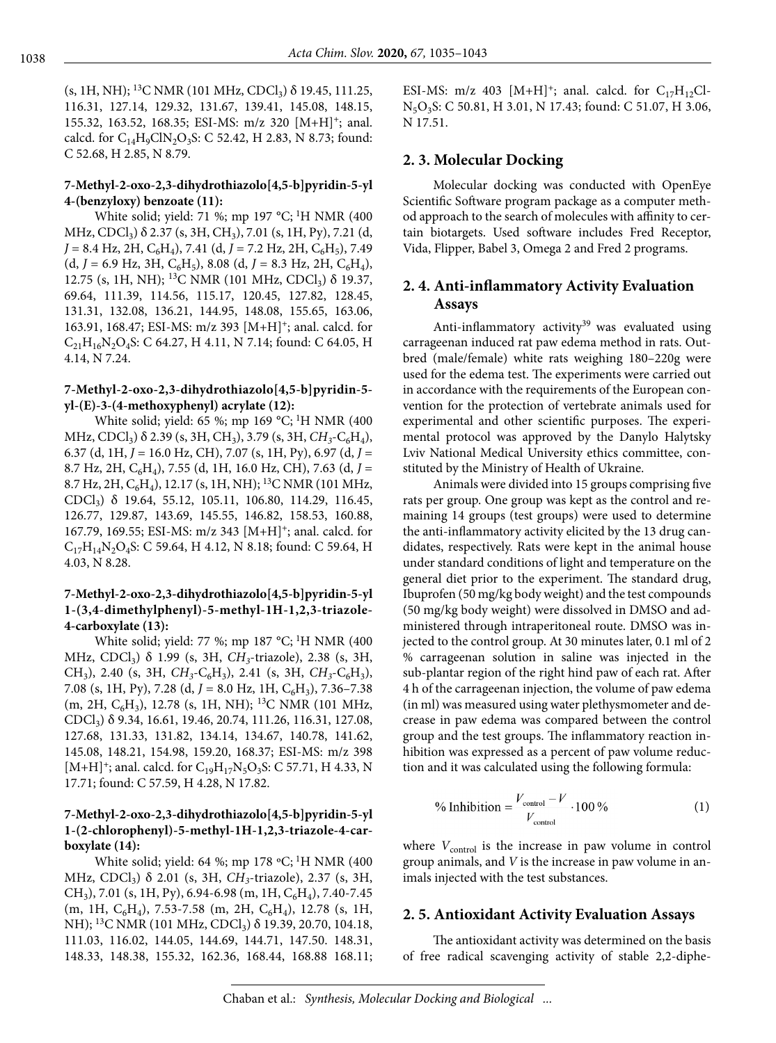(s, 1H, NH); $^{13}$C NMR (101 MHz, $CDCl_3$) δ 19.45, 111.25, 116.31, 127.14, 129.32, 131.67, 139.41, 145.08, 148.15, 155.32, 163.52, 168.35; ESI-MS: m/z 320 $[M+H]^+$; anal. calcd. for $C_{14}H_9ClN_2O_3S$: C 52.42, H 2.83, N 8.73; found: C 52.68, H 2.85, N 8.79.

#### 7-Methyl-2-oxo-2,3-dihydrothiazolo[4,5-b]pyridin-5-yl 4-(benzyloxy) benzoate (11):

White solid; yield: 71 %; mp 197 °C; $^1$H NMR (400 MHz, $CDCl_3$) δ 2.37 (s, 3H, $CH_3$), 7.01 (s, 1H, Py), 7.21 (d, *J* = 8.4 Hz, 2H, $C_6H_4$), 7.41 (d, *J* = 7.2 Hz, 2H, $C_6H_5$), 7.49 (d, *J* = 6.9 Hz, 3H, $C_6H_5$), 8.08 (d, *J* = 8.3 Hz, 2H, $C_6H_4$), 12.75 (s, 1H, NH); $^{13}$C NMR (101 MHz, $CDCl_3$) δ 19.37, 69.64, 111.39, 114.56, 115.17, 120.45, 127.82, 128.45, 131.31, 132.08, 136.21, 144.95, 148.08, 155.65, 163.06, 163.91, 168.47; ESI-MS: m/z 393 $[M+H]^+$; anal. calcd. for $C_{21}H_{16}N_2O_4S$: C 64.27, H 4.11, N 7.14; found: C 64.05, H 4.14, N 7.24.

#### 7-Methyl-2-oxo-2,3-dihydrothiazolo[4,5-b]pyridin-5-yl-(E)-3-(4-methoxyphenyl) acrylate (12):

White solid; yield: 65 %; mp 169 °C; $^1$H NMR (400 MHz, $CDCl_3$) δ 2.39 (s, 3H, $CH_3$), 3.79 (s, 3H, *$CH_3$*-$C_6H_4$), 6.37 (d, 1H, *J* = 16.0 Hz, CH), 7.07 (s, 1H, Py), 6.97 (d, *J* = 8.7 Hz, 2H, $C_6H_4$), 7.55 (d, 1H, 16.0 Hz, CH), 7.63 (d, *J* = 8.7 Hz, 2H, $C_6H_4$), 12.17 (s, 1H, NH); $^{13}$C NMR (101 MHz, $CDCl_3$) δ 19.64, 55.12, 105.11, 106.80, 114.29, 116.45, 126.77, 129.87, 143.69, 145.55, 146.82, 158.53, 160.88, 167.79, 169.55; ESI-MS: m/z 343 $[M+H]^+$; anal. calcd. for $C_{17}H_{14}N_2O_4S$: C 59.64, H 4.12, N 8.18; found: C 59.64, H 4.03, N 8.28.

#### 7-Methyl-2-oxo-2,3-dihydrothiazolo[4,5-b]pyridin-5-yl 1-(3,4-dimethylphenyl)-5-methyl-1H-1,2,3-triazole-4-carboxylate (13):

White solid; yield: 77 %; mp 187 °C; $^1$H NMR (400 MHz, $CDCl_3$) δ 1.99 (s, 3H, *$CH_3$*-triazole), 2.38 (s, 3H, $CH_3$), 2.40 (s, 3H, *$CH_3$*-$C_6H_3$), 2.41 (s, 3H, *$CH_3$*-$C_6H_3$), 7.08 (s, 1H, Py), 7.28 (d, *J* = 8.0 Hz, 1H, $C_6H_3$), 7.36–7.38 (m, 2H, $C_6H_3$), 12.78 (s, 1H, NH); $^{13}$C NMR (101 MHz, $CDCl_3$) δ 9.34, 16.61, 19.46, 20.74, 111.26, 116.31, 127.08, 127.68, 131.33, 131.82, 134.14, 134.67, 140.78, 141.62, 145.08, 148.21, 154.98, 159.20, 168.37; ESI-MS: m/z 398 $[M+H]^+$; anal. calcd. for $C_{19}H_{17}N_5O_3S$: C 57.71, H 4.33, N 17.71; found: C 57.59, H 4.28, N 17.82.

#### 7-Methyl-2-oxo-2,3-dihydrothiazolo[4,5-b]pyridin-5-yl 1-(2-chlorophenyl)-5-methyl-1H-1,2,3-triazole-4-carboxylate (14):

White solid; yield: 64 %; mp 178 °C; $^1$H NMR (400 MHz, $CDCl_3$) δ 2.01 (s, 3H, *$CH_3$*-triazole), 2.37 (s, 3H, $CH_3$), 7.01 (s, 1H, Py), 6.94-6.98 (m, 1H, $C_6H_4$), 7.40-7.45 (m, 1H, $C_6H_4$), 7.53-7.58 (m, 2H, $C_6H_4$), 12.78 (s, 1H, NH); $^{13}$C NMR (101 MHz, $CDCl_3$) δ 19.39, 20.70, 104.18, 111.03, 116.02, 144.05, 144.69, 144.71, 147.50. 148.31, 148.33, 148.38, 155.32, 162.36, 168.44, 168.88 168.11; ESI-MS: m/z 403 $[M+H]^+$; anal. calcd. for $C_{17}H_{12}ClN_5O_3S$: C 50.81, H 3.01, N 17.43; found: C 51.07, H 3.06, N 17.51.

## 2. 3. Molecular Docking

Molecular docking was conducted with OpenEye Scientific Software program package as a computer method approach to the search of molecules with affinity to certain biotargets. Used software includes Fred Receptor, Vida, Flipper, Babel 3, Omega 2 and Fred 2 programs.

## 2. 4. Anti-inflammatory Activity Evaluation Assays

Anti-inflammatory activity[39] was evaluated using carrageenan induced rat paw edema method in rats. Outbred (male/female) white rats weighing 180–220g were used for the edema test. The experiments were carried out in accordance with the requirements of the European convention for the protection of vertebrate animals used for experimental and other scientific purposes. The experimental protocol was approved by the Danylo Halytsky Lviv National Medical University ethics committee, constituted by the Ministry of Health of Ukraine.

Animals were divided into 15 groups comprising five rats per group. One group was kept as the control and remaining 14 groups (test groups) were used to determine the anti-inflammatory activity elicited by the 13 drug candidates, respectively. Rats were kept in the animal house under standard conditions of light and temperature on the general diet prior to the experiment. The standard drug, Ibuprofen (50 mg/kg body weight) and the test compounds (50 mg/kg body weight) were dissolved in DMSO and administered through intraperitoneal route. DMSO was injected to the control group. At 30 minutes later, 0.1 ml of 2 % carrageenan solution in saline was injected in the sub-plantar region of the right hind paw of each rat. After 4 h of the carrageenan injection, the volume of paw edema (in ml) was measured using water plethysmometer and decrease in paw edema was compared between the control group and the test groups. The inflammatory reaction inhibition was expressed as a percent of paw volume reduction and it was calculated using the following formula:

$$\% \text{ Inhibition} = \frac{V_{\text{control}} - V}{V_{\text{control}}} \cdot 100\,\% \qquad (1)$$

where $V_{\text{control}}$ is the increase in paw volume in control group animals, and $V$ is the increase in paw volume in animals injected with the test substances.

## 2. 5. Antioxidant Activity Evaluation Assays

The antioxidant activity was determined on the basis of free radical scavenging activity of stable 2,2-diphe-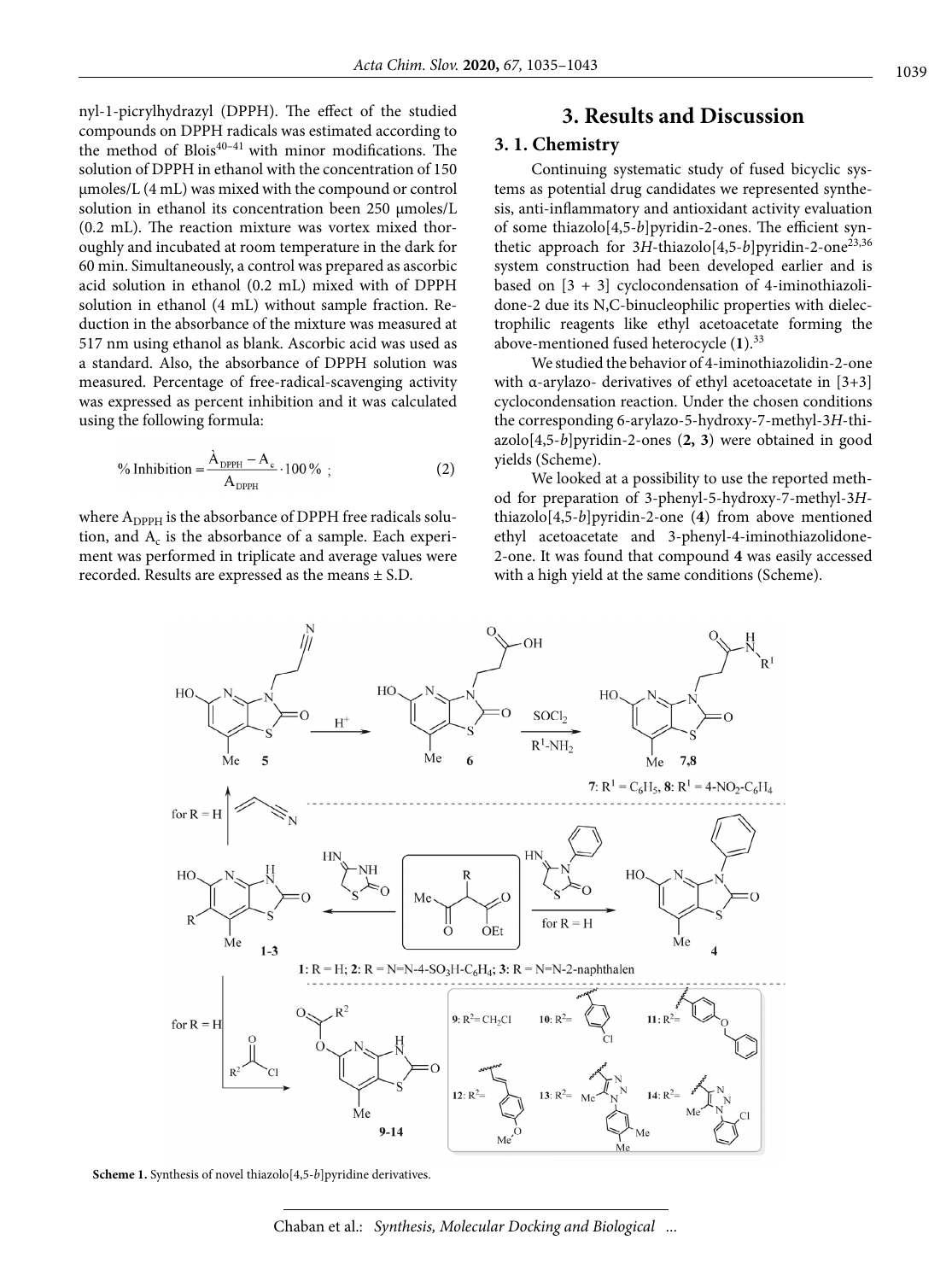nyl-1-picrylhydrazyl (DPPH). The effect of the studied compounds on DPPH radicals was estimated according to the method of Blois[40–41] with minor modifications. The solution of DPPH in ethanol with the concentration of 150 μmoles/L (4 mL) was mixed with the compound or control solution in ethanol its concentration been 250 μmoles/L (0.2 mL). The reaction mixture was vortex mixed thoroughly and incubated at room temperature in the dark for 60 min. Simultaneously, a control was prepared as ascorbic acid solution in ethanol (0.2 mL) mixed with of DPPH solution in ethanol (4 mL) without sample fraction. Reduction in the absorbance of the mixture was measured at 517 nm using ethanol as blank. Ascorbic acid was used as a standard. Also, the absorbance of DPPH solution was measured. Percentage of free-radical-scavenging activity was expressed as percent inhibition and it was calculated using the following formula:

$$\% \text{ Inhibition} = \frac{A_{DPPH} - A_c}{A_{DPPH}} \cdot 100\,\% \;; \qquad (2)$$

where $A_{DPPH}$ is the absorbance of DPPH free radicals solution, and $A_c$ is the absorbance of a sample. Each experiment was performed in triplicate and average values were recorded. Results are expressed as the means ± S.D.

# 3. Results and Discussion

## 3. 1. Chemistry

Continuing systematic study of fused bicyclic systems as potential drug candidates we represented synthesis, anti-inflammatory and antioxidant activity evaluation of some thiazolo[4,5-*b*]pyridin-2-ones. The efficient synthetic approach for 3*H*-thiazolo[4,5-*b*]pyridin-2-one[23,36] system construction had been developed earlier and is based on [3 + 3] cyclocondensation of 4-iminothiazolidone-2 due its N,C-binucleophilic properties with dielectrophilic reagents like ethyl acetoacetate forming the above-mentioned fused heterocycle (**1**).[33]

We studied the behavior of 4-iminothiazolidin-2-one with α-arylazo- derivatives of ethyl acetoacetate in [3+3] cyclocondensation reaction. Under the chosen conditions the corresponding 6-arylazo-5-hydroxy-7-methyl-3*H*-thiazolo[4,5-*b*]pyridin-2-ones (**2, 3**) were obtained in good yields (Scheme).

We looked at a possibility to use the reported method for preparation of 3-phenyl-5-hydroxy-7-methyl-3*H*-thiazolo[4,5-*b*]pyridin-2-one (**4**) from above mentioned ethyl acetoacetate and 3-phenyl-4-iminothiazolidone-2-one. It was found that compound **4** was easily accessed with a high yield at the same conditions (Scheme).

**Scheme 1.** Synthesis of novel thiazolo[4,5-*b*]pyridine derivatives.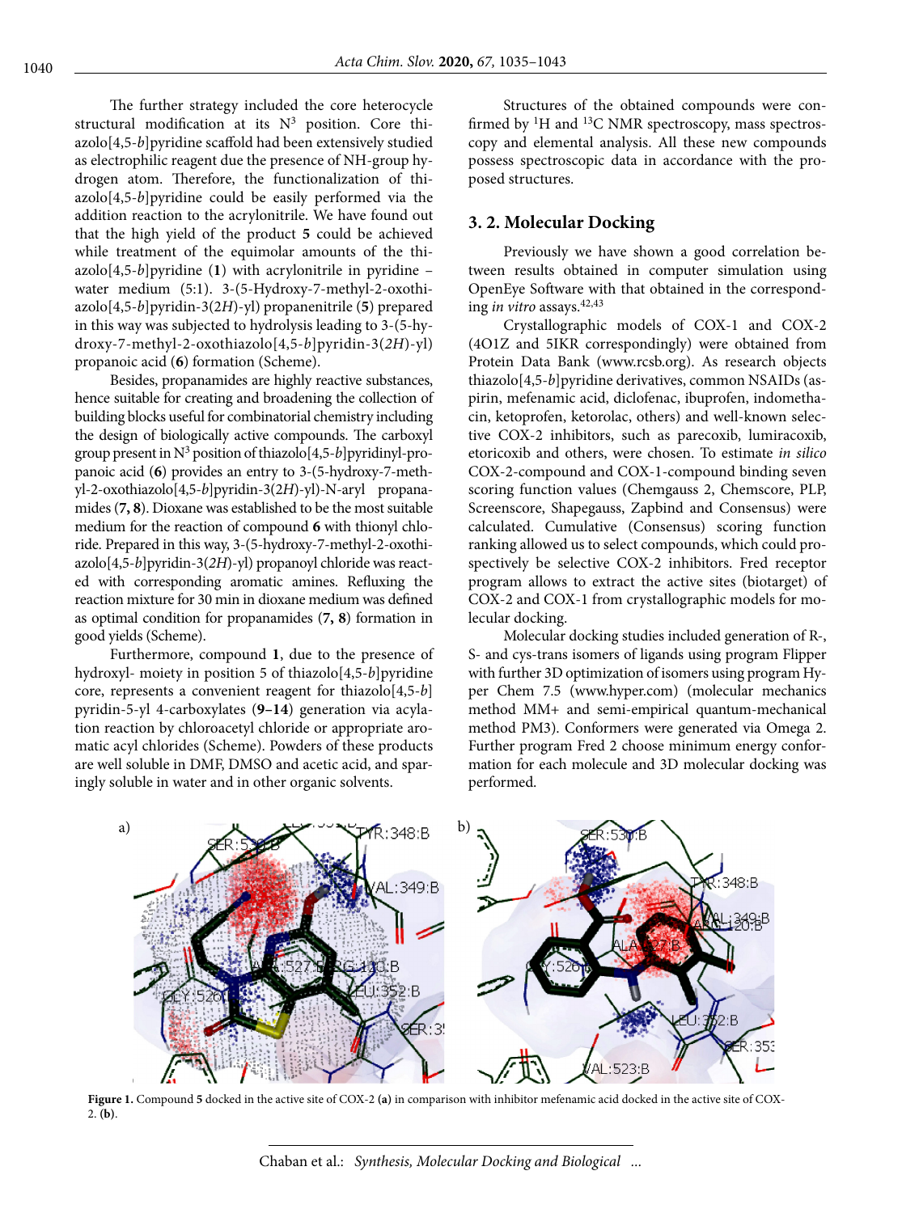The further strategy included the core heterocycle structural modification at its N[3] position. Core thiazolo[4,5-*b*]pyridine scaffold had been extensively studied as electrophilic reagent due the presence of NH-group hydrogen atom. Therefore, the functionalization of thiazolo[4,5-*b*]pyridine could be easily performed via the addition reaction to the acrylonitrile. We have found out that the high yield of the product **5** could be achieved while treatment of the equimolar amounts of the thiazolo[4,5-*b*]pyridine (**1**) with acrylonitrile in pyridine – water medium (5:1). 3-(5-Hydroxy-7-methyl-2-oxothiazolo[4,5-*b*]pyridin-3(2*H*)-yl) propanenitrile (**5**) prepared in this way was subjected to hydrolysis leading to 3-(5-hydroxy-7-methyl-2-oxothiazolo[4,5-*b*]pyridin-3(2*H*)-yl) propanoic acid (**6**) formation (Scheme).

Besides, propanamides are highly reactive substances, hence suitable for creating and broadening the collection of building blocks useful for combinatorial chemistry including the design of biologically active compounds. The carboxyl group present in N[3] position of thiazolo[4,5-*b*]pyridinyl-propanoic acid (**6**) provides an entry to 3-(5-hydroxy-7-methyl-2-oxothiazolo[4,5-*b*]pyridin-3(2*H*)-yl)-N-aryl propanamides (**7, 8**). Dioxane was established to be the most suitable medium for the reaction of compound **6** with thionyl chloride. Prepared in this way, 3-(5-hydroxy-7-methyl-2-oxothiazolo[4,5-*b*]pyridin-3(2*H*)-yl) propanoyl chloride was reacted with corresponding aromatic amines. Refluxing the reaction mixture for 30 min in dioxane medium was defined as optimal condition for propanamides (**7, 8**) formation in good yields (Scheme).

Furthermore, compound **1**, due to the presence of hydroxyl- moiety in position 5 of thiazolo[4,5-*b*]pyridine core, represents a convenient reagent for thiazolo[4,5-*b*]pyridin-5-yl 4-carboxylates (**9–14**) generation via acylation reaction by chloroacetyl chloride or appropriate aromatic acyl chlorides (Scheme). Powders of these products are well soluble in DMF, DMSO and acetic acid, and sparingly soluble in water and in other organic solvents.

Structures of the obtained compounds were confirmed by $^{1}H$ and $^{13}C$ NMR spectroscopy, mass spectroscopy and elemental analysis. All these new compounds possess spectroscopic data in accordance with the proposed structures.

## 3. 2. Molecular Docking

Previously we have shown a good correlation between results obtained in computer simulation using OpenEye Software with that obtained in the corresponding *in vitro* assays.[42,43]

Crystallographic models of COX-1 and COX-2 (4O1Z and 5IKR correspondingly) were obtained from Protein Data Bank (www.rcsb.org). As research objects thiazolo[4,5-*b*]pyridine derivatives, common NSAIDs (aspirin, mefenamic acid, diclofenac, ibuprofen, indomethacin, ketoprofen, ketorolac, others) and well-known selective COX-2 inhibitors, such as parecoxib, lumiracoxib, etoricoxib and others, were chosen. To estimate *in silico* COX-2-compound and COX-1-compound binding seven scoring function values (Chemgauss 2, Chemscore, PLP, Screenscore, Shapegauss, Zapbind and Consensus) were calculated. Cumulative (Consensus) scoring function ranking allowed us to select compounds, which could prospectively be selective COX-2 inhibitors. Fred receptor program allows to extract the active sites (biotarget) of COX-2 and COX-1 from crystallographic models for molecular docking.

Molecular docking studies included generation of R-, S- and cys-trans isomers of ligands using program Flipper with further 3D optimization of isomers using program Hyper Chem 7.5 (www.hyper.com) (molecular mechanics method MM+ and semi-empirical quantum-mechanical method PM3). Conformers were generated via Omega 2. Further program Fred 2 choose minimum energy conformation for each molecule and 3D molecular docking was performed.

**Figure 1.** Compound **5** docked in the active site of COX-2 **(a)** in comparison with inhibitor mefenamic acid docked in the active site of COX-2. **(b)**.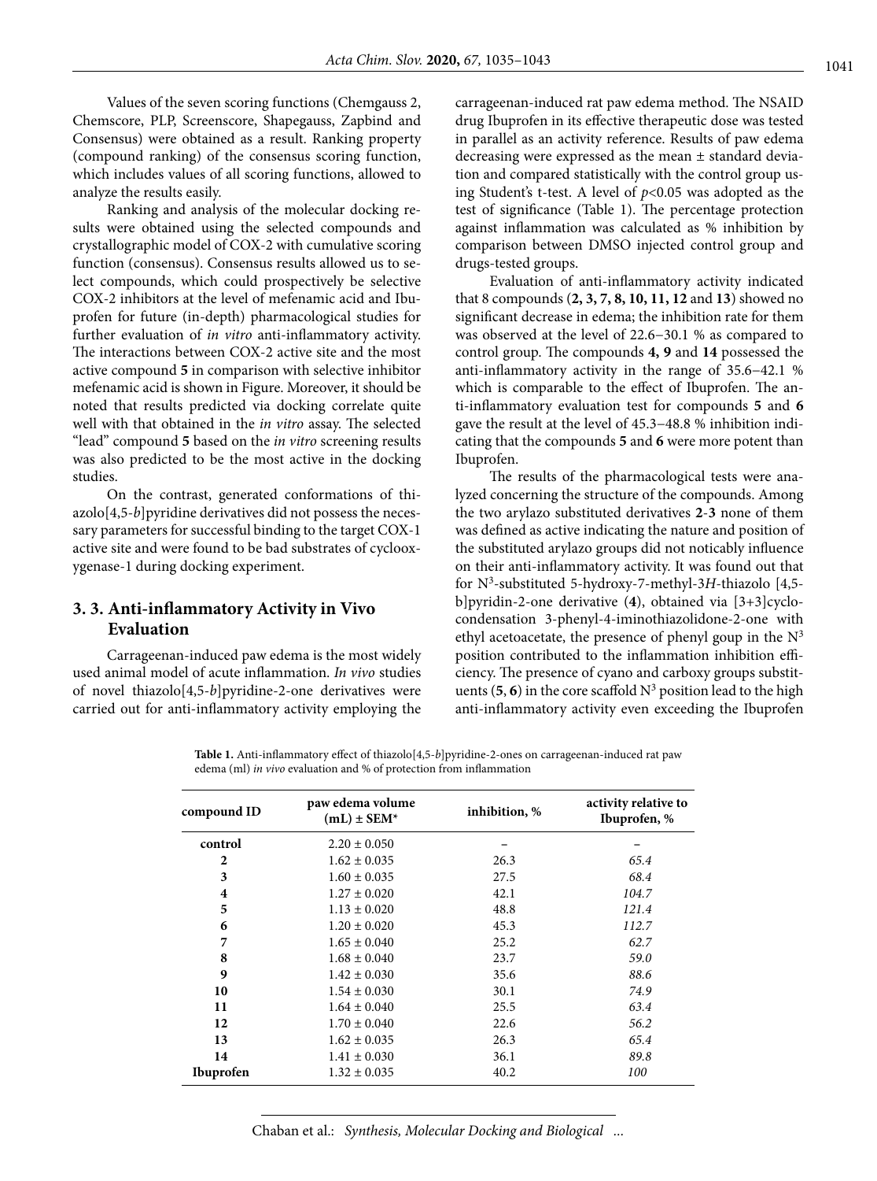Values of the seven scoring functions (Chemgauss 2, Chemscore, PLP, Screenscore, Shapegauss, Zapbind and Consensus) were obtained as a result. Ranking property (compound ranking) of the consensus scoring function, which includes values of all scoring functions, allowed to analyze the results easily.

Ranking and analysis of the molecular docking results were obtained using the selected compounds and crystallographic model of COX-2 with cumulative scoring function (consensus). Consensus results allowed us to select compounds, which could prospectively be selective COX-2 inhibitors at the level of mefenamic acid and Ibuprofen for future (in-depth) pharmacological studies for further evaluation of *in vitro* anti-inflammatory activity. The interactions between COX-2 active site and the most active compound **5** in comparison with selective inhibitor mefenamic acid is shown in Figure. Moreover, it should be noted that results predicted via docking correlate quite well with that obtained in the *in vitro* assay. The selected "lead" compound **5** based on the *in vitro* screening results was also predicted to be the most active in the docking studies.

On the contrast, generated conformations of thiazolo[4,5-*b*]pyridine derivatives did not possess the necessary parameters for successful binding to the target COX-1 active site and were found to be bad substrates of cyclooxygenase-1 during docking experiment.

## 3. 3. Anti-inflammatory Activity in Vivo Evaluation

Carrageenan-induced paw edema is the most widely used animal model of acute inflammation. *In vivo* studies of novel thiazolo[4,5-*b*]pyridine-2-one derivatives were carried out for anti-inflammatory activity employing the carrageenan-induced rat paw edema method. The NSAID drug Ibuprofen in its effective therapeutic dose was tested in parallel as an activity reference. Results of paw edema decreasing were expressed as the mean ± standard deviation and compared statistically with the control group using Student's t-test. A level of $p<0.05$ was adopted as the test of significance (Table 1). The percentage protection against inflammation was calculated as % inhibition by comparison between DMSO injected control group and drugs-tested groups.

Evaluation of anti-inflammatory activity indicated that 8 compounds (**2, 3, 7, 8, 10, 11, 12** and **13**) showed no significant decrease in edema; the inhibition rate for them was observed at the level of 22.6–30.1 % as compared to control group. The compounds **4, 9** and **14** possessed the anti-inflammatory activity in the range of 35.6–42.1 % which is comparable to the effect of Ibuprofen. The anti-inflammatory evaluation test for compounds **5** and **6** gave the result at the level of 45.3–48.8 % inhibition indicating that the compounds **5** and **6** were more potent than Ibuprofen.

The results of the pharmacological tests were analyzed concerning the structure of the compounds. Among the two arylazo substituted derivatives **2**-**3** none of them was defined as active indicating the nature and position of the substituted arylazo groups did not noticably influence on their anti-inflammatory activity. It was found out that for $N^3$-substituted 5-hydroxy-7-methyl-3*H*-thiazolo [4,5-b]pyridin-2-one derivative (**4**), obtained via [3+3]cyclocondensation 3-phenyl-4-iminothiazolidone-2-one with ethyl acetoacetate, the presence of phenyl goup in the $N^3$ position contributed to the inflammation inhibition efficiency. The presence of cyano and carboxy groups substituents (**5**, **6**) in the core scaffold $N^3$ position lead to the high anti-inflammatory activity even exceeding the Ibuprofen

**Table 1.** Anti-inflammatory effect of thiazolo[4,5-*b*]pyridine-2-ones on carrageenan-induced rat paw edema (ml) *in vivo* evaluation and % of protection from inflammation

| compound ID | paw edema volume (mL) ± SEM* | inhibition, % | activity relative to Ibuprofen, % |
|---|---|---|---|
| control | 2.20 ± 0.050 | – | – |
| 2 | 1.62 ± 0.035 | 26.3 | *65.4* |
| 3 | 1.60 ± 0.035 | 27.5 | *68.4* |
| 4 | 1.27 ± 0.020 | 42.1 | *104.7* |
| 5 | 1.13 ± 0.020 | 48.8 | *121.4* |
| 6 | 1.20 ± 0.020 | 45.3 | *112.7* |
| 7 | 1.65 ± 0.040 | 25.2 | *62.7* |
| 8 | 1.68 ± 0.040 | 23.7 | *59.0* |
| 9 | 1.42 ± 0.030 | 35.6 | *88.6* |
| 10 | 1.54 ± 0.030 | 30.1 | *74.9* |
| 11 | 1.64 ± 0.040 | 25.5 | *63.4* |
| 12 | 1.70 ± 0.040 | 22.6 | *56.2* |
| 13 | 1.62 ± 0.035 | 26.3 | *65.4* |
| 14 | 1.41 ± 0.030 | 36.1 | *89.8* |
| Ibuprofen | 1.32 ± 0.035 | 40.2 | *100* |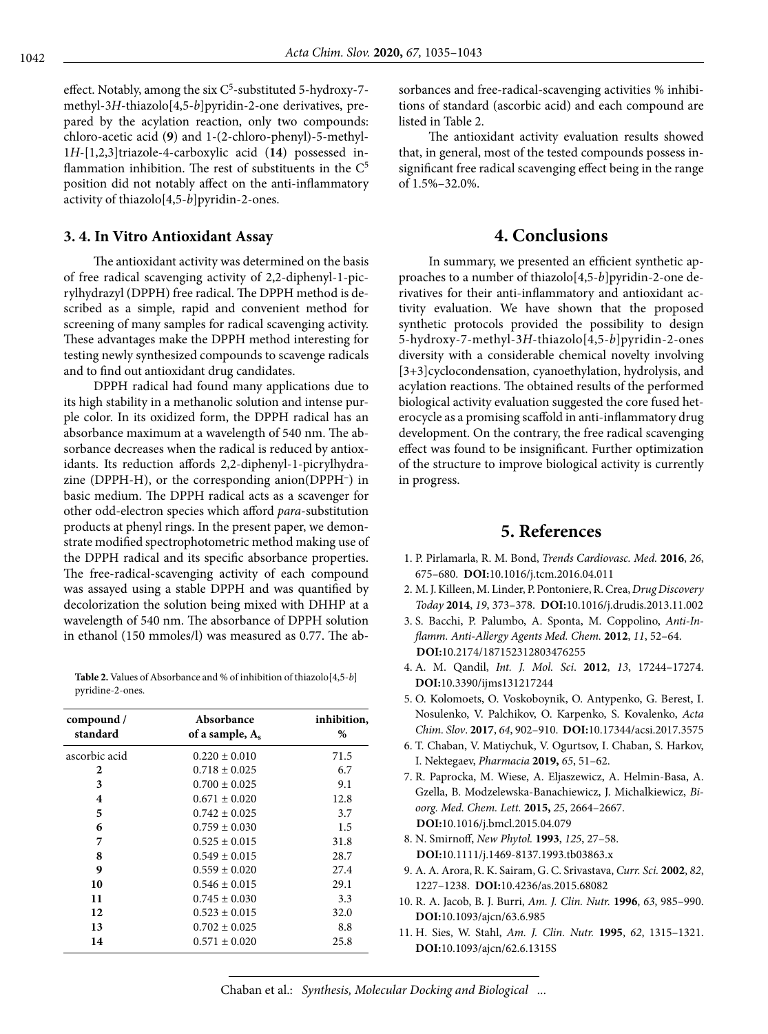effect. Notably, among the six $C^5$-substituted 5-hydroxy-7-methyl-3*H*-thiazolo[4,5-*b*]pyridin-2-one derivatives, prepared by the acylation reaction, only two compounds: chloro-acetic acid (**9**) and 1-(2-chloro-phenyl)-5-methyl-1*H*-[1,2,3]triazole-4-carboxylic acid (**14**) possessed inflammation inhibition. The rest of substituents in the $C^5$ position did not notably affect on the anti-inflammatory activity of thiazolo[4,5-*b*]pyridin-2-ones.

### 3. 4. In Vitro Antioxidant Assay

The antioxidant activity was determined on the basis of free radical scavenging activity of 2,2-diphenyl-1-picrylhydrazyl (DPPH) free radical. The DPPH method is described as a simple, rapid and convenient method for screening of many samples for radical scavenging activity. These advantages make the DPPH method interesting for testing newly synthesized compounds to scavenge radicals and to find out antioxidant drug candidates.

DPPH radical had found many applications due to its high stability in a methanolic solution and intense purple color. In its oxidized form, the DPPH radical has an absorbance maximum at a wavelength of 540 nm. The absorbance decreases when the radical is reduced by antioxidants. Its reduction affords 2,2-diphenyl-1-picrylhydrazine (DPPH-H), or the corresponding anion(DPPH$^-$) in basic medium. The DPPH radical acts as a scavenger for other odd-electron species which afford *para*-substitution products at phenyl rings. In the present paper, we demonstrate modified spectrophotometric method making use of the DPPH radical and its specific absorbance properties. The free-radical-scavenging activity of each compound was assayed using a stable DPPH and was quantified by decolorization the solution being mixed with DHHP at a wavelength of 540 nm. The absorbance of DPPH solution in ethanol (150 mmoles/l) was measured as 0.77. The absorbances and free-radical-scavenging activities % inhibitions of standard (ascorbic acid) and each compound are listed in Table 2.

**Table 2.** Values of Absorbance and % of inhibition of thiazolo[4,5-*b*]pyridine-2-ones.

| compound / standard | Absorbance of a sample, $A_s$ | inhibition, % |
|---|---|---|
| ascorbic acid | 0.220 ± 0.010 | 71.5 |
| **2** | 0.718 ± 0.025 | 6.7 |
| **3** | 0.700 ± 0.025 | 9.1 |
| **4** | 0.671 ± 0.020 | 12.8 |
| **5** | 0.742 ± 0.025 | 3.7 |
| **6** | 0.759 ± 0.030 | 1.5 |
| **7** | 0.525 ± 0.015 | 31.8 |
| **8** | 0.549 ± 0.015 | 28.7 |
| **9** | 0.559 ± 0.020 | 27.4 |
| **10** | 0.546 ± 0.015 | 29.1 |
| **11** | 0.745 ± 0.030 | 3.3 |
| **12** | 0.523 ± 0.015 | 32.0 |
| **13** | 0.702 ± 0.025 | 8.8 |
| **14** | 0.571 ± 0.020 | 25.8 |

The antioxidant activity evaluation results showed that, in general, most of the tested compounds possess insignificant free radical scavenging effect being in the range of 1.5%–32.0%.

## 4. Conclusions

In summary, we presented an efficient synthetic approaches to a number of thiazolo[4,5-*b*]pyridin-2-one derivatives for their anti-inflammatory and antioxidant activity evaluation. We have shown that the proposed synthetic protocols provided the possibility to design 5-hydroxy-7-methyl-3*H*-thiazolo[4,5-*b*]pyridin-2-ones diversity with a considerable chemical novelty involving [3+3]cyclocondensation, cyanoethylation, hydrolysis, and acylation reactions. The obtained results of the performed biological activity evaluation suggested the core fused heterocycle as a promising scaffold in anti-inflammatory drug development. On the contrary, the free radical scavenging effect was found to be insignificant. Further optimization of the structure to improve biological activity is currently in progress.

## 5. References

1. P. Pirlamarla, R. M. Bond, *Trends Cardiovasc. Med.* **2016**, *26*, 675–680. **DOI:**10.1016/j.tcm.2016.04.011
2. M. J. Killeen, M. Linder, P. Pontoniere, R. Crea, *Drug Discovery Today* **2014**, *19*, 373–378. **DOI:**10.1016/j.drudis.2013.11.002
3. S. Bacchi, P. Palumbo, A. Sponta, M. Coppolino, *Anti-Inflamm. Anti-Allergy Agents Med. Chem.* **2012**, *11*, 52–64. **DOI:**10.2174/187152312803476255
4. A. M. Qandil, *Int. J. Mol. Sci*. **2012**, *13*, 17244–17274. **DOI:**10.3390/ijms131217244
5. O. Kolomoets, O. Voskoboynik, O. Antypenko, G. Berest, I. Nosulenko, V. Palchikov, O. Karpenko, S. Kovalenko, *Acta Chim. Slov*. **2017**, *64*, 902–910. **DOI:**10.17344/acsi.2017.3575
6. T. Chaban, V. Matiychuk, V. Ogurtsov, I. Chaban, S. Harkov, I. Nektegaev, *Pharmacia* **2019,** *65*, 51–62.
7. R. Paprocka, M. Wiese, A. Eljaszewicz, A. Helmin-Basa, A. Gzella, B. Modzelewska-Banachiewicz, J. Michalkiewicz, *Bioorg. Med. Chem. Lett.* **2015,** *25*, 2664–2667. **DOI:**10.1016/j.bmcl.2015.04.079
8. N. Smirnoff, *New Phytol.* **1993**, *125*, 27–58. **DOI:**10.1111/j.1469-8137.1993.tb03863.x
9. A. A. Arora, R. K. Sairam, G. C. Srivastava, *Curr. Sci.* **2002**, *82*, 1227–1238. **DOI:**10.4236/as.2015.68082
10. R. A. Jacob, B. J. Burri, *Am. J. Clin. Nutr.* **1996**, *63*, 985–990. **DOI:**10.1093/ajcn/63.6.985
11. H. Sies, W. Stahl, *Am. J. Clin. Nutr.* **1995**, *62*, 1315–1321. **DOI:**10.1093/ajcn/62.6.1315S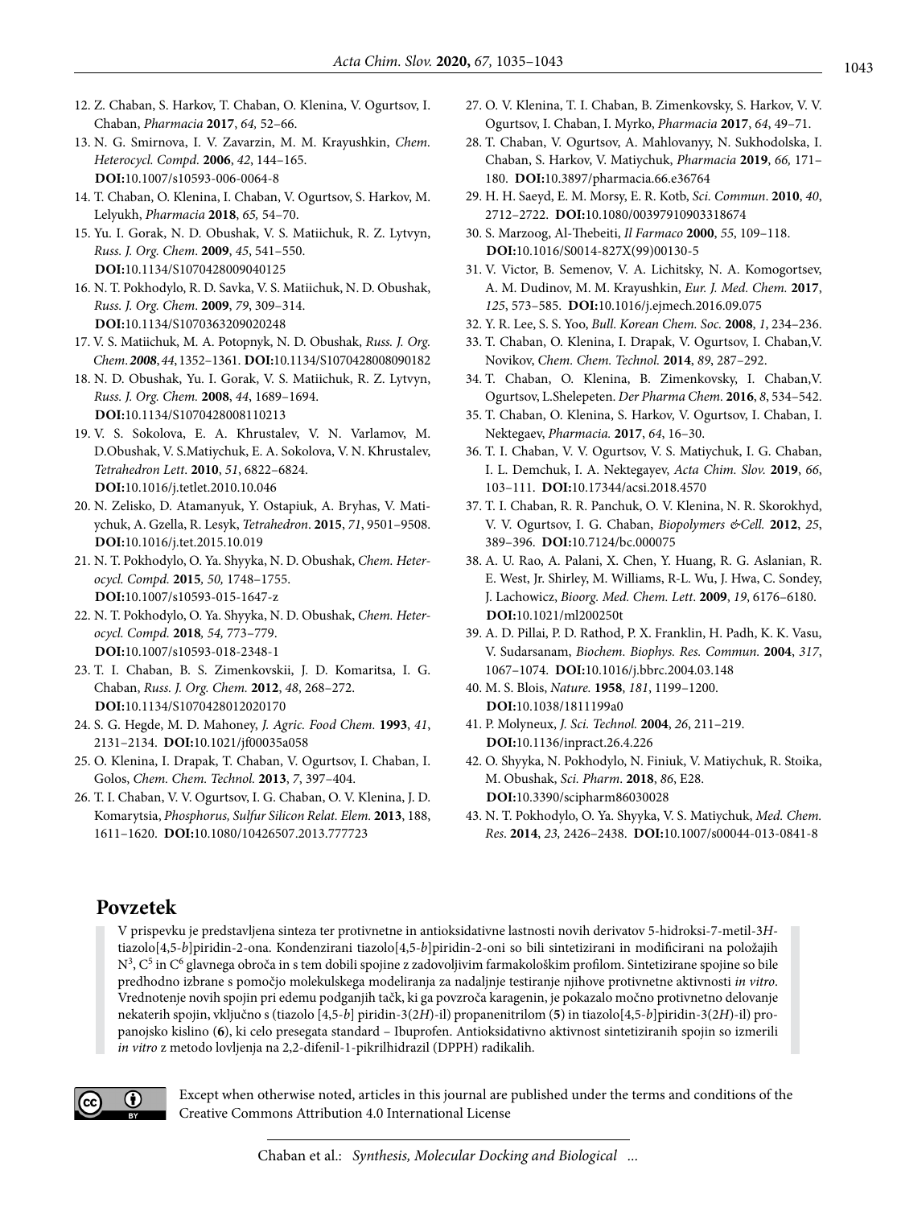12. Z. Chaban, S. Harkov, T. Chaban, O. Klenina, V. Ogurtsov, I. Chaban, *Pharmacia* **2017**, *64,* 52–66.
13. N. G. Smirnova, I. V. Zavarzin, M. M. Krayushkin, *Chem. Heterocycl. Compd.* **2006**, *42*, 144–165. **DOI:**10.1007/s10593-006-0064-8
14. T. Chaban, O. Klenina, I. Chaban, V. Ogurtsov, S. Harkov, M. Lelyukh, *Pharmacia* **2018**, *65,* 54–70.
15. Yu. I. Gorak, N. D. Obushak, V. S. Matiichuk, R. Z. Lytvyn, *Russ. J. Org. Chem*. **2009**, *45*, 541–550. **DOI:**10.1134/S1070428009040125
16. N. T. Pokhodylo, R. D. Savka, V. S. Matiichuk, N. D. Obushak, *Russ. J. Org. Chem*. **2009**, *79*, 309–314. **DOI:**10.1134/S1070363209020248
17. V. S. Matiichuk, M. A. Potopnyk, N. D. Obushak, *Russ. J. Org. Chem*. ***2008***, *44*, 1352–1361. **DOI:**10.1134/S1070428008090182
18. N. D. Obushak, Yu. I. Gorak, V. S. Matiichuk, R. Z. Lytvyn, *Russ. J. Org. Chem.* **2008**, *44*, 1689–1694. **DOI:**10.1134/S1070428008110213
19. V. S. Sokolova, E. A. Khrustalev, V. N. Varlamov, M. D.Obushak, V. S.Matiychuk, E. A. Sokolova, V. N. Khrustalev, *Tetrahedron Lett*. **2010**, *51*, 6822–6824. **DOI:**10.1016/j.tetlet.2010.10.046
20. N. Zelisko, D. Atamanyuk, Y. Ostapiuk, A. Bryhas, V. Matiychuk, A. Gzella, R. Lesyk, *Tetrahedron*. **2015**, *71*, 9501–9508. **DOI:**10.1016/j.tet.2015.10.019
21. N. T. Pokhodylo, O. Ya. Shyyka, N. D. Obushak, *Chem. Heterocycl. Compd.* **2015***, 50,* 1748–1755. **DOI:**10.1007/s10593-015-1647-z
22. N. T. Pokhodylo, O. Ya. Shyyka, N. D. Obushak, *Chem. Heterocycl. Compd.* **2018***, 54,* 773–779. **DOI:**10.1007/s10593-018-2348-1
23. T. I. Chaban, B. S. Zimenkovskii, J. D. Komaritsa, I. G. Chaban, *Russ. J. Org. Chem.* **2012**, *48*, 268–272. **DOI:**10.1134/S1070428012020170
24. S. G. Hegde, M. D. Mahoney, *J. Agric. Food Chem.* **1993**, *41*, 2131–2134. **DOI:**10.1021/jf00035a058
25. O. Klenina, I. Drapak, T. Chaban, V. Ogurtsov, I. Chaban, I. Golos, *Chem. Chem. Technol.* **2013**, *7*, 397–404.
26. T. I. Chaban, V. V. Ogurtsov, I. G. Chaban, O. V. Klenina, J. D. Komarytsia, *Phosphorus, Sulfur Silicon Relat. Elem.* **2013**, 188, 1611–1620. **DOI:**10.1080/10426507.2013.777723
27. O. V. Klenina, T. I. Chaban, B. Zimenkovsky, S. Harkov, V. V. Ogurtsov, I. Chaban, I. Myrko, *Pharmacia* **2017**, *64*, 49–71.
28. T. Chaban, V. Ogurtsov, A. Mahlovanyy, N. Sukhodolska, I. Chaban, S. Harkov, V. Matiychuk, *Pharmacia* **2019**, *66,* 171–180. **DOI:**10.3897/pharmacia.66.e36764
29. H. H. Saeyd, E. M. Morsy, E. R. Kotb, *Sci. Commun*. **2010**, *40*, 2712–2722. **DOI:**10.1080/00397910903318674
30. S. Marzoog, Al-Thebeiti, *Il Farmaco* **2000**, *55*, 109–118. **DOI:**10.1016/S0014-827X(99)00130-5
31. V. Victor, B. Semenov, V. A. Lichitsky, N. A. Komogortsev, A. M. Dudinov, M. M. Krayushkin, *Eur. J. Med. Chem.* **2017**, *125*, 573–585. **DOI:**10.1016/j.ejmech.2016.09.075
32. Y. R. Lee, S. S. Yoo, *Bull. Korean Chem. Soc.* **2008**, *1*, 234–236.
33. T. Chaban, O. Klenina, I. Drapak, V. Ogurtsov, I. Chaban,V. Novikov, *Chem. Chem. Technol.* **2014**, *89*, 287–292.
34. T. Chaban, O. Klenina, B. Zimenkovsky, I. Chaban,V. Ogurtsov, L.Shelepeten. *Der Pharma Chem*. **2016**, *8*, 534–542.
35. T. Chaban, O. Klenina, S. Harkov, V. Ogurtsov, I. Chaban, I. Nektegaev, *Pharmacia.* **2017**, *64*, 16–30.
36. T. I. Chaban, V. V. Ogurtsov, V. S. Matiychuk, I. G. Chaban, I. L. Demchuk, I. A. Nektegayev, *Acta Chim. Slov.* **2019**, *66*, 103–111. **DOI:**10.17344/acsi.2018.4570
37. T. I. Chaban, R. R. Panchuk, O. V. Klenina, N. R. Skorokhyd, V. V. Ogurtsov, I. G. Chaban, *Biopolymers &Cell.* **2012**, *25*, 389–396. **DOI:**10.7124/bc.000075
38. A. U. Rao, A. Palani, X. Chen, Y. Huang, R. G. Aslanian, R. E. West, Jr. Shirley, M. Williams, R-L. Wu, J. Hwa, C. Sondey, J. Lachowicz, *Bioorg. Med. Chem. Lett*. **2009**, *19*, 6176–6180. **DOI:**10.1021/ml200250t
39. A. D. Pillai, P. D. Rathod, P. X. Franklin, H. Padh, K. K. Vasu, V. Sudarsanam, *Biochem. Biophys. Res. Commun.* **2004**, *317*, 1067–1074. **DOI:**10.1016/j.bbrc.2004.03.148
40. M. S. Blois, *Nature.* **1958**, *181*, 1199–1200. **DOI:**10.1038/1811199a0
41. P. Molyneux, *J. Sci. Technol.* **2004**, *26*, 211–219. **DOI:**10.1136/inpract.26.4.226
42. O. Shyyka, N. Pokhodylo, N. Finiuk, V. Matiychuk, R. Stoika, M. Obushak, *Sci. Pharm*. **2018**, *86*, E28. **DOI:**10.3390/scipharm86030028
43. N. T. Pokhodylo, O. Ya. Shyyka, V. S. Matiychuk, *Med. Chem. Res*. **2014**, *23,* 2426–2438. **DOI:**10.1007/s00044-013-0841-8

## Povzetek

V prispevku je predstavljena sinteza ter protivnetne in antioksidativne lastnosti novih derivatov 5-hidroksi-7-metil-3*H*-tiazolo[4,5-*b*]piridin-2-ona. Kondenzirani tiazolo[4,5-*b*]piridin-2-oni so bili sintetizirani in modificirani na položajih $N^3$, $C^5$ in $C^6$ glavnega obroča in s tem dobili spojine z zadovoljivim farmakološkim profilom. Sintetizirane spojine so bile predhodno izbrane s pomočjo molekulskega modeliranja za nadaljnje testiranje njihove protivnetne aktivnosti *in vitro*. Vrednotenje novih spojin pri edemu podganjih tačk, ki ga povzroča karagenin, je pokazalo močno protivnetno delovanje nekaterih spojin, vključno s (tiazolo [4,5-*b*] piridin-3(2*H*)-il) propanenitrilom (**5**) in tiazolo[4,5-*b*]piridin-3(2*H*)-il) propanojsko kislino (**6**), ki celo presegata standard – Ibuprofen. Antioksidativno aktivnost sintetiziranih spojin so izmerili *in vitro* z metodo lovljenja na 2,2-difenil-1-pikrilhidrazil (DPPH) radikalih.

Except when otherwise noted, articles in this journal are published under the terms and conditions of the Creative Commons Attribution 4.0 International License